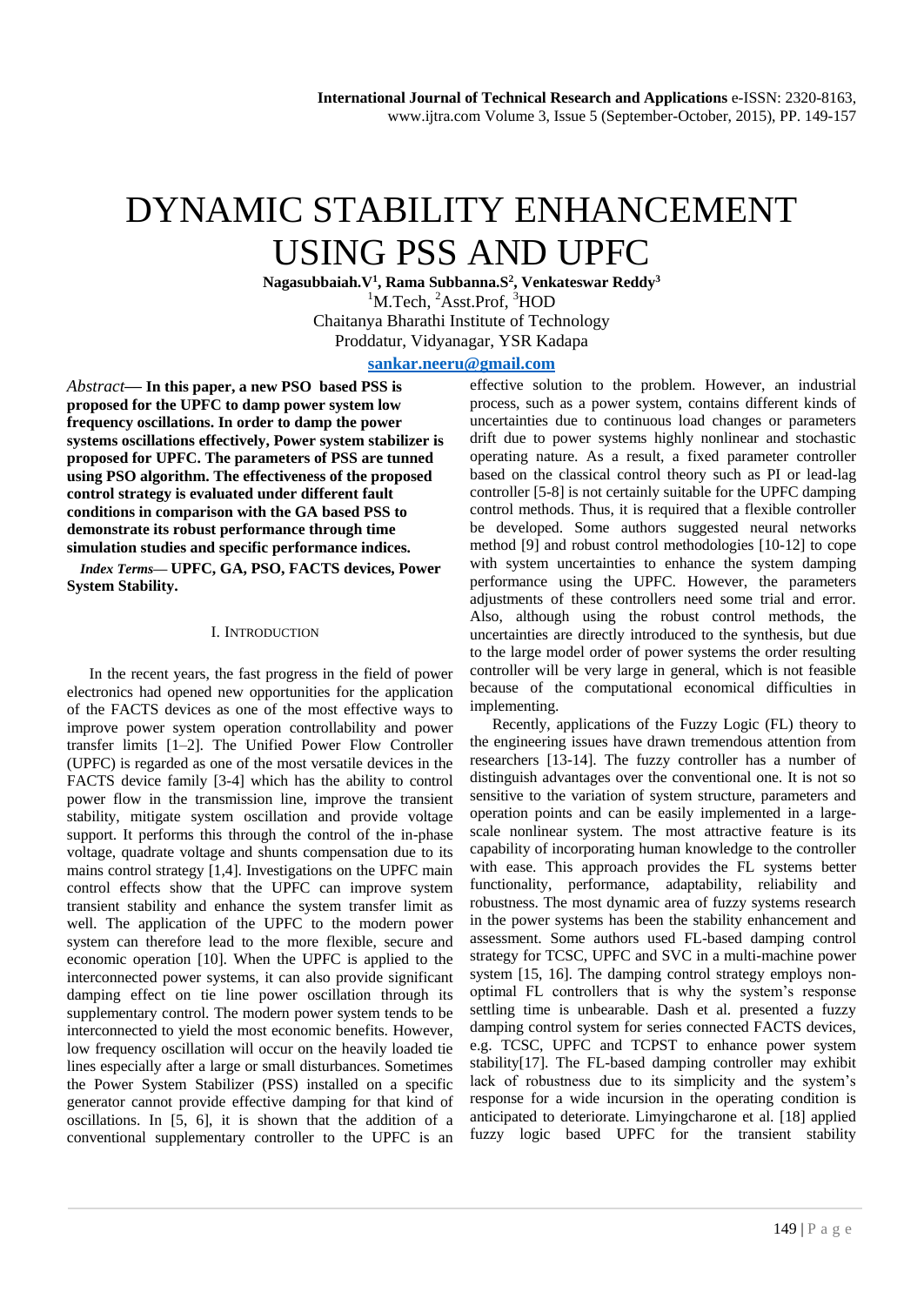# DYNAMIC STABILITY ENHANCEMENT USING PSS AND UPFC

**Nagasubbaiah.V[1], Rama Subbanna.S[2], Venkateswar Reddy[3]**

[1]M.Tech, [2]Asst.Prof, [3]HOD

Chaitanya Bharathi Institute of Technology

Proddatur, Vidyanagar, YSR Kadapa

sankar.neeru@gmail.com

*Abstract*— **In this paper, a new PSO based PSS is proposed for the UPFC to damp power system low frequency oscillations. In order to damp the power systems oscillations effectively, Power system stabilizer is proposed for UPFC. The parameters of PSS are tunned using PSO algorithm. The effectiveness of the proposed control strategy is evaluated under different fault conditions in comparison with the GA based PSS to demonstrate its robust performance through time simulation studies and specific performance indices.**

*Index Terms*— **UPFC, GA, PSO, FACTS devices, Power System Stability.**

## I. Introduction

In the recent years, the fast progress in the field of power electronics had opened new opportunities for the application of the FACTS devices as one of the most effective ways to improve power system operation controllability and power transfer limits [1–2]. The Unified Power Flow Controller (UPFC) is regarded as one of the most versatile devices in the FACTS device family [3-4] which has the ability to control power flow in the transmission line, improve the transient stability, mitigate system oscillation and provide voltage support. It performs this through the control of the in-phase voltage, quadrate voltage and shunts compensation due to its mains control strategy [1,4]. Investigations on the UPFC main control effects show that the UPFC can improve system transient stability and enhance the system transfer limit as well. The application of the UPFC to the modern power system can therefore lead to the more flexible, secure and economic operation [10]. When the UPFC is applied to the interconnected power systems, it can also provide significant damping effect on tie line power oscillation through its supplementary control. The modern power system tends to be interconnected to yield the most economic benefits. However, low frequency oscillation will occur on the heavily loaded tie lines especially after a large or small disturbances. Sometimes the Power System Stabilizer (PSS) installed on a specific generator cannot provide effective damping for that kind of oscillations. In [5, 6], it is shown that the addition of a conventional supplementary controller to the UPFC is an effective solution to the problem. However, an industrial process, such as a power system, contains different kinds of uncertainties due to continuous load changes or parameters drift due to power systems highly nonlinear and stochastic operating nature. As a result, a fixed parameter controller based on the classical control theory such as PI or lead-lag controller [5-8] is not certainly suitable for the UPFC damping control methods. Thus, it is required that a flexible controller be developed. Some authors suggested neural networks method [9] and robust control methodologies [10-12] to cope with system uncertainties to enhance the system damping performance using the UPFC. However, the parameters adjustments of these controllers need some trial and error. Also, although using the robust control methods, the uncertainties are directly introduced to the synthesis, but due to the large model order of power systems the order resulting controller will be very large in general, which is not feasible because of the computational economical difficulties in implementing.

Recently, applications of the Fuzzy Logic (FL) theory to the engineering issues have drawn tremendous attention from researchers [13-14]. The fuzzy controller has a number of distinguish advantages over the conventional one. It is not so sensitive to the variation of system structure, parameters and operation points and can be easily implemented in a large-scale nonlinear system. The most attractive feature is its capability of incorporating human knowledge to the controller with ease. This approach provides the FL systems better functionality, performance, adaptability, reliability and robustness. The most dynamic area of fuzzy systems research in the power systems has been the stability enhancement and assessment. Some authors used FL-based damping control strategy for TCSC, UPFC and SVC in a multi-machine power system [15, 16]. The damping control strategy employs non-optimal FL controllers that is why the system's response settling time is unbearable. Dash et al. presented a fuzzy damping control system for series connected FACTS devices, e.g. TCSC, UPFC and TCPST to enhance power system stability[17]. The FL-based damping controller may exhibit lack of robustness due to its simplicity and the system's response for a wide incursion in the operating condition is anticipated to deteriorate. Limyingcharone et al. [18] applied fuzzy logic based UPFC for the transient stability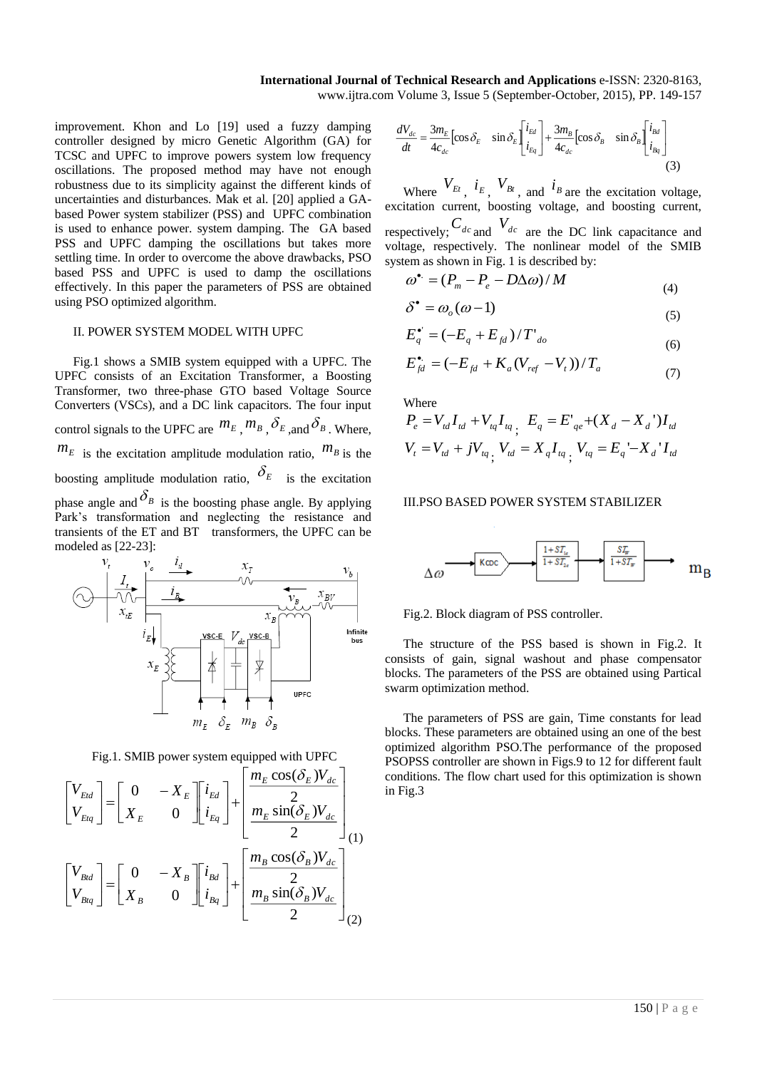improvement. Khon and Lo [19] used a fuzzy damping controller designed by micro Genetic Algorithm (GA) for TCSC and UPFC to improve powers system low frequency oscillations. The proposed method may have not enough robustness due to its simplicity against the different kinds of uncertainties and disturbances. Mak et al. [20] applied a GA-based Power system stabilizer (PSS) and UPFC combination is used to enhance power. system damping. The GA based PSS and UPFC damping the oscillations but takes more settling time. In order to overcome the above drawbacks, PSO based PSS and UPFC is used to damp the oscillations effectively. In this paper the parameters of PSS are obtained using PSO optimized algorithm.

## II. POWER SYSTEM MODEL WITH UPFC

Fig.1 shows a SMIB system equipped with a UPFC. The UPFC consists of an Excitation Transformer, a Boosting Transformer, two three-phase GTO based Voltage Source Converters (VSCs), and a DC link capacitors. The four input control signals to the UPFC are $m_E$, $m_B$, $\delta_E$, and $\delta_B$. Where, $m_E$ is the excitation amplitude modulation ratio, $m_B$ is the boosting amplitude modulation ratio, $\delta_E$ is the excitation phase angle and $\delta_B$ is the boosting phase angle. By applying Park's transformation and neglecting the resistance and transients of the ET and BT transformers, the UPFC can be modeled as [22-23]:

Fig.1. SMIB power system equipped with UPFC

$$\begin{bmatrix} V_{Etd} \\ V_{Etq} \end{bmatrix} = \begin{bmatrix} 0 & -X_E \\ X_E & 0 \end{bmatrix} \begin{bmatrix} i_{Ed} \\ i_{Eq} \end{bmatrix} + \begin{bmatrix} \dfrac{m_E \cos(\delta_E) V_{dc}}{2} \\ \dfrac{m_E \sin(\delta_E) V_{dc}}{2} \end{bmatrix} \tag{1}$$

$$\begin{bmatrix} V_{Btd} \\ V_{Btq} \end{bmatrix} = \begin{bmatrix} 0 & -X_B \\ X_B & 0 \end{bmatrix} \begin{bmatrix} i_{Bd} \\ i_{Bq} \end{bmatrix} + \begin{bmatrix} \dfrac{m_B \cos(\delta_B) V_{dc}}{2} \\ \dfrac{m_B \sin(\delta_B) V_{dc}}{2} \end{bmatrix} \tag{2}$$

$$\frac{dV_{dc}}{dt} = \frac{3m_E}{4c_{dc}} \begin{bmatrix} \cos\delta_E & \sin\delta_E \end{bmatrix} \begin{bmatrix} i_{Ed} \\ i_{Eq} \end{bmatrix} + \frac{3m_B}{4c_{dc}} \begin{bmatrix} \cos\delta_B & \sin\delta_B \end{bmatrix} \begin{bmatrix} i_{Bd} \\ i_{Bq} \end{bmatrix} \tag{3}$$

Where $V_{Et}$, $i_E$, $V_{Bt}$, and $i_B$ are the excitation voltage, excitation current, boosting voltage, and boosting current, respectively; $C_{dc}$ and $V_{dc}$ are the DC link capacitance and voltage, respectively. The nonlinear model of the SMIB system as shown in Fig. 1 is described by:

$$\omega^{\bullet} = (P_m - P_e - D\Delta\omega)/M \tag{4}$$

$$\delta^{\bullet} = \omega_o(\omega - 1) \tag{5}$$

$$E_q^{\bullet'} = (-E_q + E_{fd})/T'_{do} \tag{6}$$

$$E_{fd}^{\bullet} = (-E_{fd} + K_a(V_{ref} - V_t))/T_a \tag{7}$$

Where

$$P_e = V_{td}I_{td} + V_{tq}I_{tq};\ E_q = E'_{qe} + (X_d - X_d')I_{td}$$

$$V_t = V_{td} + jV_{tq};\ V_{td} = X_q I_{tq};\ V_{tq} = E_q' - X_d' I_{td}$$

## III.PSO BASED POWER SYSTEM STABILIZER

Fig.2. Block diagram of PSS controller.

The structure of the PSS based is shown in Fig.2. It consists of gain, signal washout and phase compensator blocks. The parameters of the PSS are obtained using Partical swarm optimization method.

The parameters of PSS are gain, Time constants for lead blocks. These parameters are obtained using an one of the best optimized algorithm PSO.The performance of the proposed PSOPSS controller are shown in Figs.9 to 12 for different fault conditions. The flow chart used for this optimization is shown in Fig.3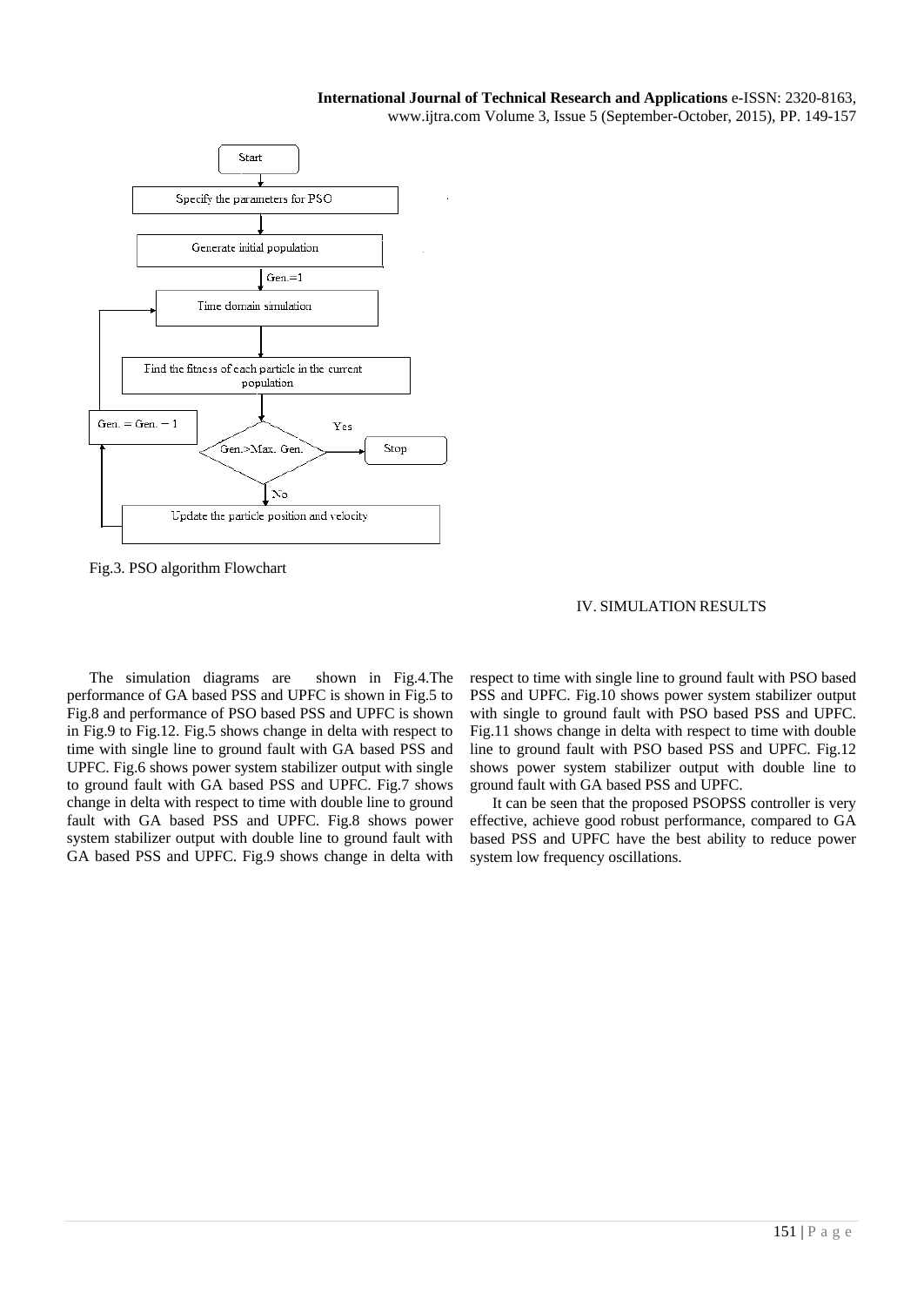Fig.3. PSO algorithm Flowchart

## IV. SIMULATION RESULTS

The simulation diagrams are shown in Fig.4.The performance of GA based PSS and UPFC is shown in Fig.5 to Fig.8 and performance of PSO based PSS and UPFC is shown in Fig.9 to Fig.12. Fig.5 shows change in delta with respect to time with single line to ground fault with GA based PSS and UPFC. Fig.6 shows power system stabilizer output with single to ground fault with GA based PSS and UPFC. Fig.7 shows change in delta with respect to time with double line to ground fault with GA based PSS and UPFC. Fig.8 shows power system stabilizer output with double line to ground fault with GA based PSS and UPFC. Fig.9 shows change in delta with respect to time with single line to ground fault with PSO based PSS and UPFC. Fig.10 shows power system stabilizer output with single to ground fault with PSO based PSS and UPFC. Fig.11 shows change in delta with respect to time with double line to ground fault with PSO based PSS and UPFC. Fig.12 shows power system stabilizer output with double line to ground fault with GA based PSS and UPFC.

It can be seen that the proposed PSOPSS controller is very effective, achieve good robust performance, compared to GA based PSS and UPFC have the best ability to reduce power system low frequency oscillations.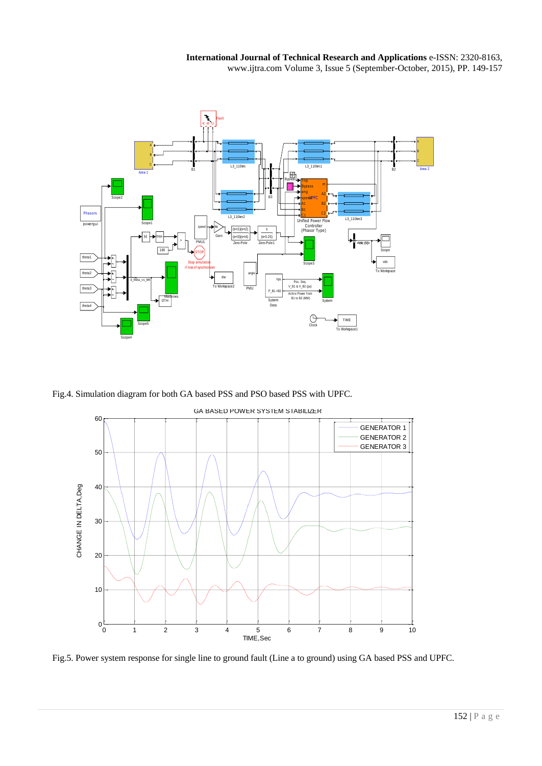Fig.4. Simulation diagram for both GA based PSS and PSO based PSS with UPFC.

Fig.5. Power system response for single line to ground fault (Line a to ground) using GA based PSS and UPFC.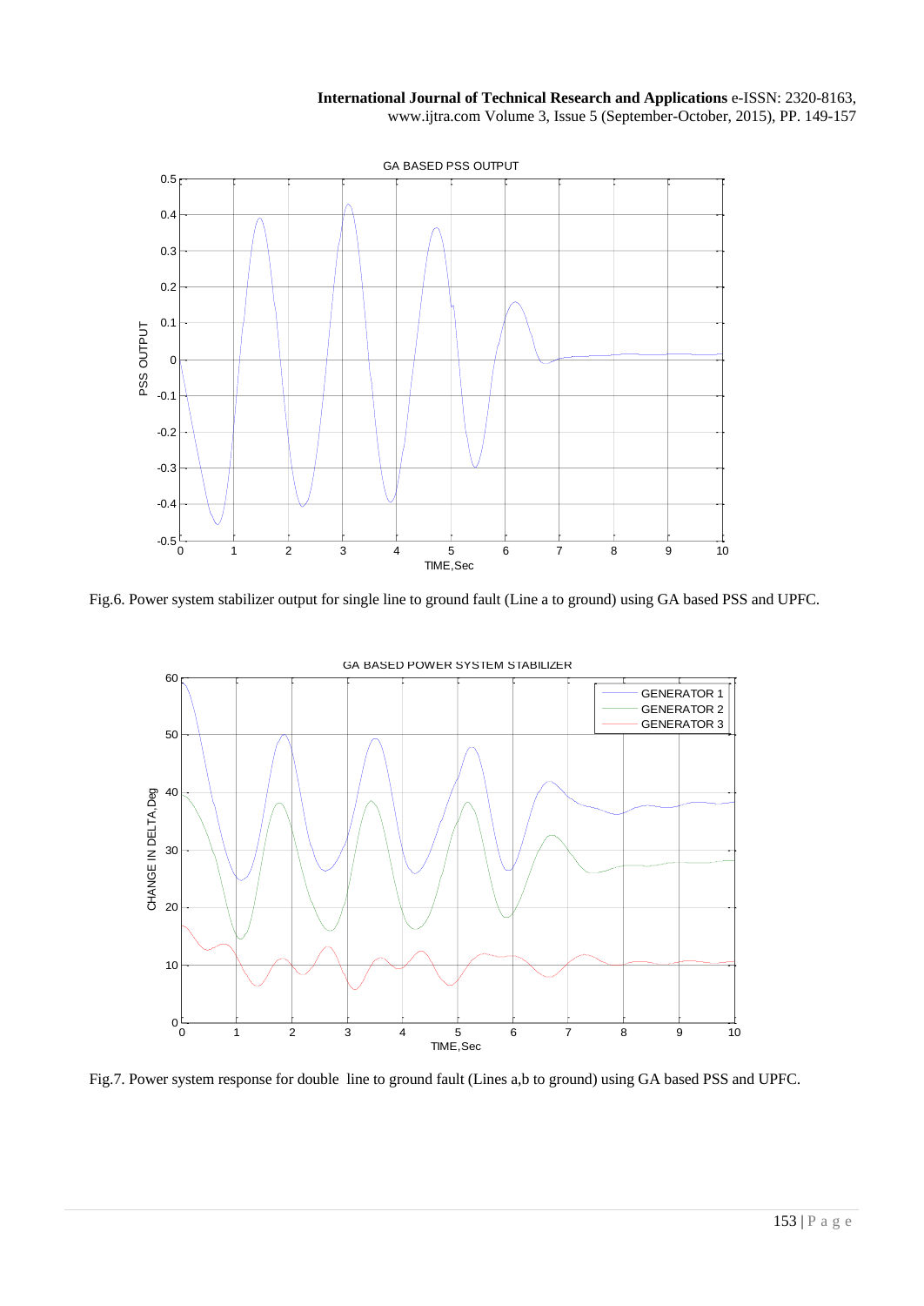Fig.6. Power system stabilizer output for single line to ground fault (Line a to ground) using GA based PSS and UPFC.

Fig.7. Power system response for double line to ground fault (Lines a,b to ground) using GA based PSS and UPFC.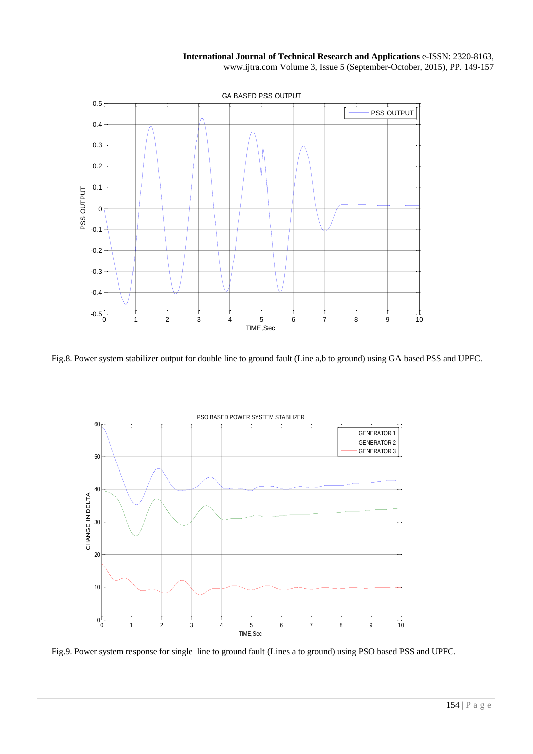Fig.8. Power system stabilizer output for double line to ground fault (Line a,b to ground) using GA based PSS and UPFC.

Fig.9. Power system response for single line to ground fault (Lines a to ground) using PSO based PSS and UPFC.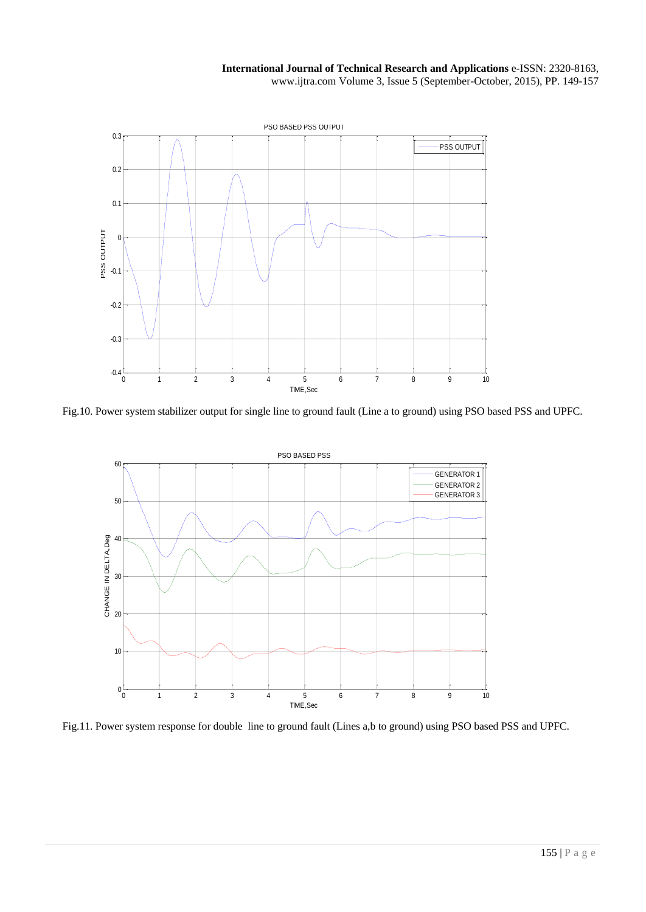Fig.10. Power system stabilizer output for single line to ground fault (Line a to ground) using PSO based PSS and UPFC.

Fig.11. Power system response for double line to ground fault (Lines a,b to ground) using PSO based PSS and UPFC.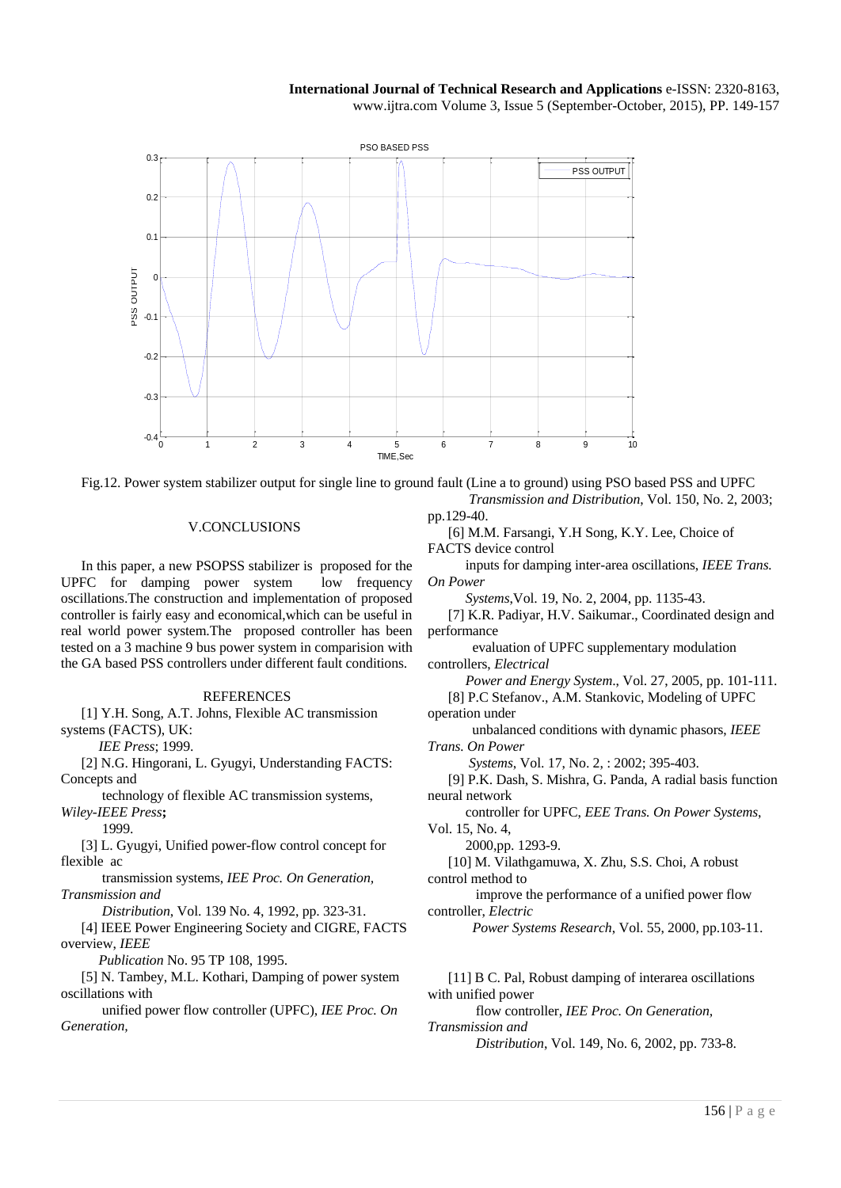Fig.12. Power system stabilizer output for single line to ground fault (Line a to ground) using PSO based PSS and UPFC

## V.CONCLUSIONS

In this paper, a new PSOPSS stabilizer is proposed for the UPFC for damping power system low frequency oscillations.The construction and implementation of proposed controller is fairly easy and economical,which can be useful in real world power system.The proposed controller has been tested on a 3 machine 9 bus power system in comparision with the GA based PSS controllers under different fault conditions.

## REFERENCES

[1] Y.H. Song, A.T. Johns, Flexible AC transmission systems (FACTS), UK: *IEE Press*; 1999.

[2] N.G. Hingorani, L. Gyugyi, Understanding FACTS: Concepts and technology of flexible AC transmission systems, *Wiley-IEEE Press*; 1999.

[3] L. Gyugyi, Unified power-flow control concept for flexible ac transmission systems, *IEE Proc. On Generation, Transmission and Distribution*, Vol. 139 No. 4, 1992, pp. 323-31.

[4] IEEE Power Engineering Society and CIGRE, FACTS overview, *IEEE Publication* No. 95 TP 108, 1995.

[5] N. Tambey, M.L. Kothari, Damping of power system oscillations with unified power flow controller (UPFC), *IEE Proc. On Generation, Transmission and Distribution*, Vol. 150, No. 2, 2003; pp.129-40.

[6] M.M. Farsangi, Y.H Song, K.Y. Lee, Choice of FACTS device control inputs for damping inter-area oscillations, *IEEE Trans. On Power Systems*,Vol. 19, No. 2, 2004, pp. 1135-43.

[7] K.R. Padiyar, H.V. Saikumar., Coordinated design and performance evaluation of UPFC supplementary modulation controllers, *Electrical Power and Energy System*., Vol. 27, 2005, pp. 101-111.

[8] P.C Stefanov., A.M. Stankovic, Modeling of UPFC operation under unbalanced conditions with dynamic phasors, *IEEE Trans. On Power Systems*, Vol. 17, No. 2, : 2002; 395-403.

[9] P.K. Dash, S. Mishra, G. Panda, A radial basis function neural network controller for UPFC, *EEE Trans. On Power Systems*, Vol. 15, No. 4, 2000,pp. 1293-9.

[10] M. Vilathgamuwa, X. Zhu, S.S. Choi, A robust control method to improve the performance of a unified power flow controller, *Electric Power Systems Research*, Vol. 55, 2000, pp.103-11.

[11] B C. Pal, Robust damping of interarea oscillations with unified power flow controller, *IEE Proc. On Generation, Transmission and Distribution*, Vol. 149, No. 6, 2002, pp. 733-8.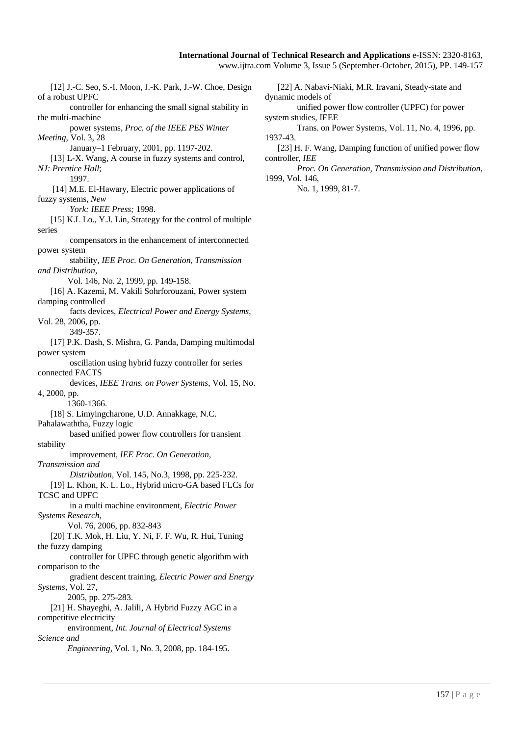[12] J.-C. Seo, S.-I. Moon, J.-K. Park, J.-W. Choe, Design of a robust UPFC controller for enhancing the small signal stability in the multi-machine power systems, *Proc. of the IEEE PES Winter Meeting*, Vol. 3, 28 January–1 February, 2001, pp. 1197-202.

[13] L-X. Wang, A course in fuzzy systems and control, *NJ: Prentice Hall*; 1997.

[14] M.E. El-Hawary, Electric power applications of fuzzy systems, *New York: IEEE Press;* 1998.

[15] K.L Lo., Y.J. Lin, Strategy for the control of multiple series compensators in the enhancement of interconnected power system stability, *IEE Proc. On Generation, Transmission and Distribution*, Vol. 146, No. 2, 1999, pp. 149-158.

[16] A. Kazemi, M. Vakili Sohrforouzani, Power system damping controlled facts devices, *Electrical Power and Energy Systems*, Vol. 28, 2006, pp. 349-357.

[17] P.K. Dash, S. Mishra, G. Panda, Damping multimodal power system oscillation using hybrid fuzzy controller for series connected FACTS devices, *IEEE Trans. on Power Systems*, Vol. 15, No. 4, 2000, pp. 1360-1366.

[18] S. Limyingcharone, U.D. Annakkage, N.C. Pahalawaththa, Fuzzy logic based unified power flow controllers for transient stability improvement, *IEE Proc. On Generation, Transmission and Distribution*, Vol. 145, No.3, 1998, pp. 225-232.

[19] L. Khon, K. L. Lo., Hybrid micro-GA based FLCs for TCSC and UPFC in a multi machine environment, *Electric Power Systems Research*, Vol. 76, 2006, pp. 832-843

[20] T.K. Mok, H. Liu, Y. Ni, F. F. Wu, R. Hui, Tuning the fuzzy damping controller for UPFC through genetic algorithm with comparison to the gradient descent training, *Electric Power and Energy Systems*, Vol. 27, 2005, pp. 275-283.

[21] H. Shayeghi, A. Jalili, A Hybrid Fuzzy AGC in a competitive electricity environment, *Int. Journal of Electrical Systems Science and Engineering*, Vol. 1, No. 3, 2008, pp. 184-195.

[22] A. Nabavi-Niaki, M.R. Iravani, Steady-state and dynamic models of unified power flow controller (UPFC) for power system studies, IEEE Trans. on Power Systems, Vol. 11, No. 4, 1996, pp. 1937-43.

[23] H. F. Wang, Damping function of unified power flow controller, *IEE Proc. On Generation, Transmission and Distribution*, 1999, Vol. 146, No. 1, 1999, 81-7.